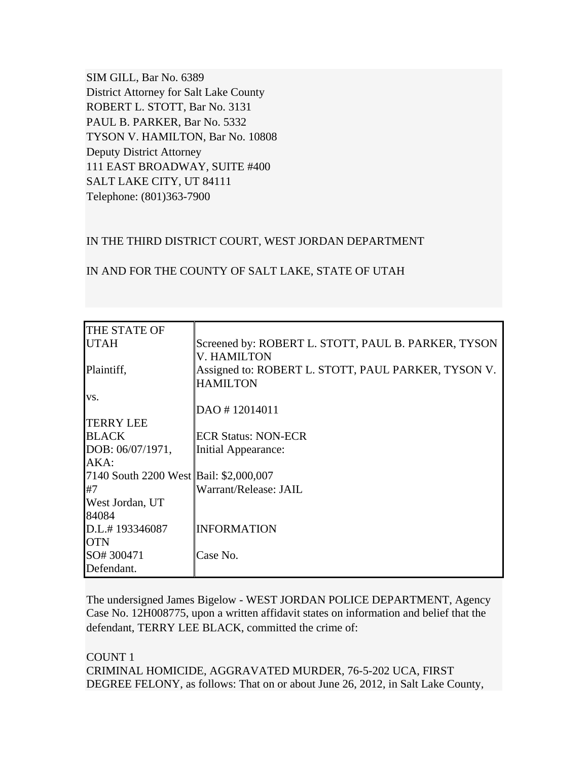SIM GILL, Bar No. 6389
District Attorney for Salt Lake County
ROBERT L. STOTT, Bar No. 3131
PAUL B. PARKER, Bar No. 5332
TYSON V. HAMILTON, Bar No. 10808
Deputy District Attorney
111 EAST BROADWAY, SUITE #400
SALT LAKE CITY, UT 84111
Telephone: (801)363-7900

IN THE THIRD DISTRICT COURT, WEST JORDAN DEPARTMENT

IN AND FOR THE COUNTY OF SALT LAKE, STATE OF UTAH

| | |
|---|---|
| THE STATE OF UTAH<br><br>Plaintiff,<br><br>vs.<br><br>TERRY LEE BLACK<br>DOB: 06/07/1971,<br>AKA:<br>7140 South 2200 West #7<br>West Jordan, UT 84084<br>D.L.# 193346087<br>OTN<br>SO# 300471<br>Defendant. | Screened by: ROBERT L. STOTT, PAUL B. PARKER, TYSON V. HAMILTON<br>Assigned to: ROBERT L. STOTT, PAUL PARKER, TYSON V. HAMILTON<br><br>DAO # 12014011<br><br>ECR Status: NON-ECR<br>Initial Appearance:<br>Bail: $2,000,007<br>Warrant/Release: JAIL<br><br>INFORMATION<br><br>Case No. |

The undersigned James Bigelow - WEST JORDAN POLICE DEPARTMENT, Agency Case No. 12H008775, upon a written affidavit states on information and belief that the defendant, TERRY LEE BLACK, committed the crime of:

COUNT 1
CRIMINAL HOMICIDE, AGGRAVATED MURDER, 76-5-202 UCA, FIRST DEGREE FELONY, as follows: That on or about June 26, 2012, in Salt Lake County,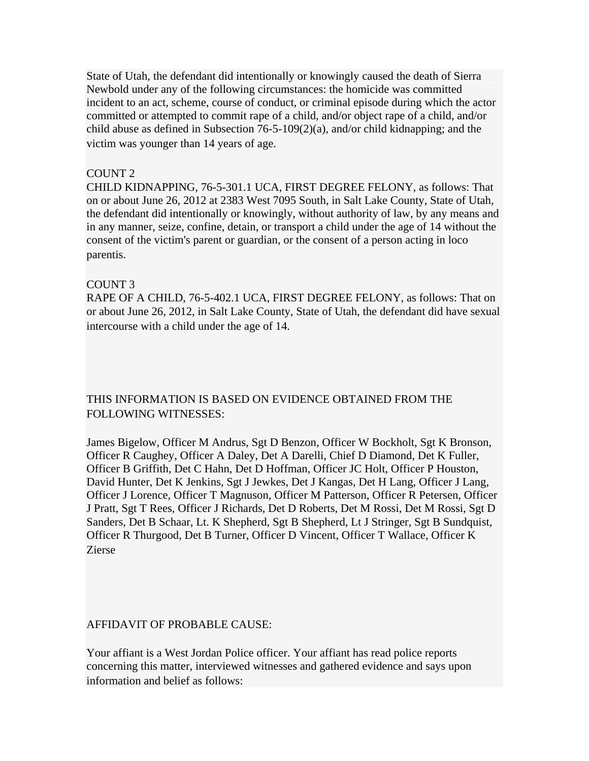State of Utah, the defendant did intentionally or knowingly caused the death of Sierra Newbold under any of the following circumstances: the homicide was committed incident to an act, scheme, course of conduct, or criminal episode during which the actor committed or attempted to commit rape of a child, and/or object rape of a child, and/or child abuse as defined in Subsection 76-5-109(2)(a), and/or child kidnapping; and the victim was younger than 14 years of age.

COUNT 2
CHILD KIDNAPPING, 76-5-301.1 UCA, FIRST DEGREE FELONY, as follows: That on or about June 26, 2012 at 2383 West 7095 South, in Salt Lake County, State of Utah, the defendant did intentionally or knowingly, without authority of law, by any means and in any manner, seize, confine, detain, or transport a child under the age of 14 without the consent of the victim's parent or guardian, or the consent of a person acting in loco parentis.

COUNT 3
RAPE OF A CHILD, 76-5-402.1 UCA, FIRST DEGREE FELONY, as follows: That on or about June 26, 2012, in Salt Lake County, State of Utah, the defendant did have sexual intercourse with a child under the age of 14.

THIS INFORMATION IS BASED ON EVIDENCE OBTAINED FROM THE FOLLOWING WITNESSES:

James Bigelow, Officer M Andrus, Sgt D Benzon, Officer W Bockholt, Sgt K Bronson, Officer R Caughey, Officer A Daley, Det A Darelli, Chief D Diamond, Det K Fuller, Officer B Griffith, Det C Hahn, Det D Hoffman, Officer JC Holt, Officer P Houston, David Hunter, Det K Jenkins, Sgt J Jewkes, Det J Kangas, Det H Lang, Officer J Lang, Officer J Lorence, Officer T Magnuson, Officer M Patterson, Officer R Petersen, Officer J Pratt, Sgt T Rees, Officer J Richards, Det D Roberts, Det M Rossi, Det M Rossi, Sgt D Sanders, Det B Schaar, Lt. K Shepherd, Sgt B Shepherd, Lt J Stringer, Sgt B Sundquist, Officer R Thurgood, Det B Turner, Officer D Vincent, Officer T Wallace, Officer K Zierse

AFFIDAVIT OF PROBABLE CAUSE:

Your affiant is a West Jordan Police officer. Your affiant has read police reports concerning this matter, interviewed witnesses and gathered evidence and says upon information and belief as follows: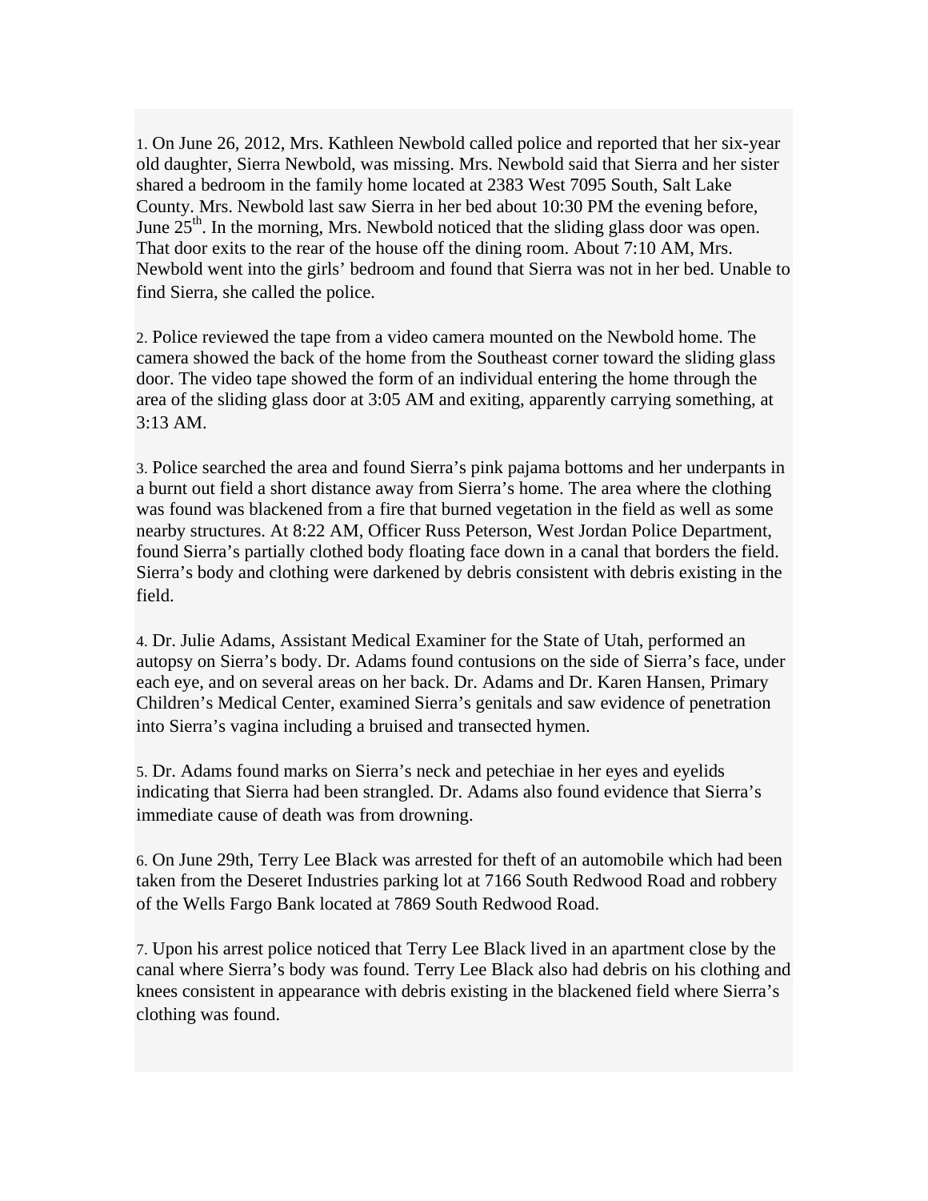1. On June 26, 2012, Mrs. Kathleen Newbold called police and reported that her six-year old daughter, Sierra Newbold, was missing. Mrs. Newbold said that Sierra and her sister shared a bedroom in the family home located at 2383 West 7095 South, Salt Lake County. Mrs. Newbold last saw Sierra in her bed about 10:30 PM the evening before, June 25th. In the morning, Mrs. Newbold noticed that the sliding glass door was open. That door exits to the rear of the house off the dining room. About 7:10 AM, Mrs. Newbold went into the girls' bedroom and found that Sierra was not in her bed. Unable to find Sierra, she called the police.

2. Police reviewed the tape from a video camera mounted on the Newbold home. The camera showed the back of the home from the Southeast corner toward the sliding glass door. The video tape showed the form of an individual entering the home through the area of the sliding glass door at 3:05 AM and exiting, apparently carrying something, at 3:13 AM.

3. Police searched the area and found Sierra's pink pajama bottoms and her underpants in a burnt out field a short distance away from Sierra's home. The area where the clothing was found was blackened from a fire that burned vegetation in the field as well as some nearby structures. At 8:22 AM, Officer Russ Peterson, West Jordan Police Department, found Sierra's partially clothed body floating face down in a canal that borders the field. Sierra's body and clothing were darkened by debris consistent with debris existing in the field.

4. Dr. Julie Adams, Assistant Medical Examiner for the State of Utah, performed an autopsy on Sierra's body. Dr. Adams found contusions on the side of Sierra's face, under each eye, and on several areas on her back. Dr. Adams and Dr. Karen Hansen, Primary Children's Medical Center, examined Sierra's genitals and saw evidence of penetration into Sierra's vagina including a bruised and transected hymen.

5. Dr. Adams found marks on Sierra's neck and petechiae in her eyes and eyelids indicating that Sierra had been strangled. Dr. Adams also found evidence that Sierra's immediate cause of death was from drowning.

6. On June 29th, Terry Lee Black was arrested for theft of an automobile which had been taken from the Deseret Industries parking lot at 7166 South Redwood Road and robbery of the Wells Fargo Bank located at 7869 South Redwood Road.

7. Upon his arrest police noticed that Terry Lee Black lived in an apartment close by the canal where Sierra's body was found. Terry Lee Black also had debris on his clothing and knees consistent in appearance with debris existing in the blackened field where Sierra's clothing was found.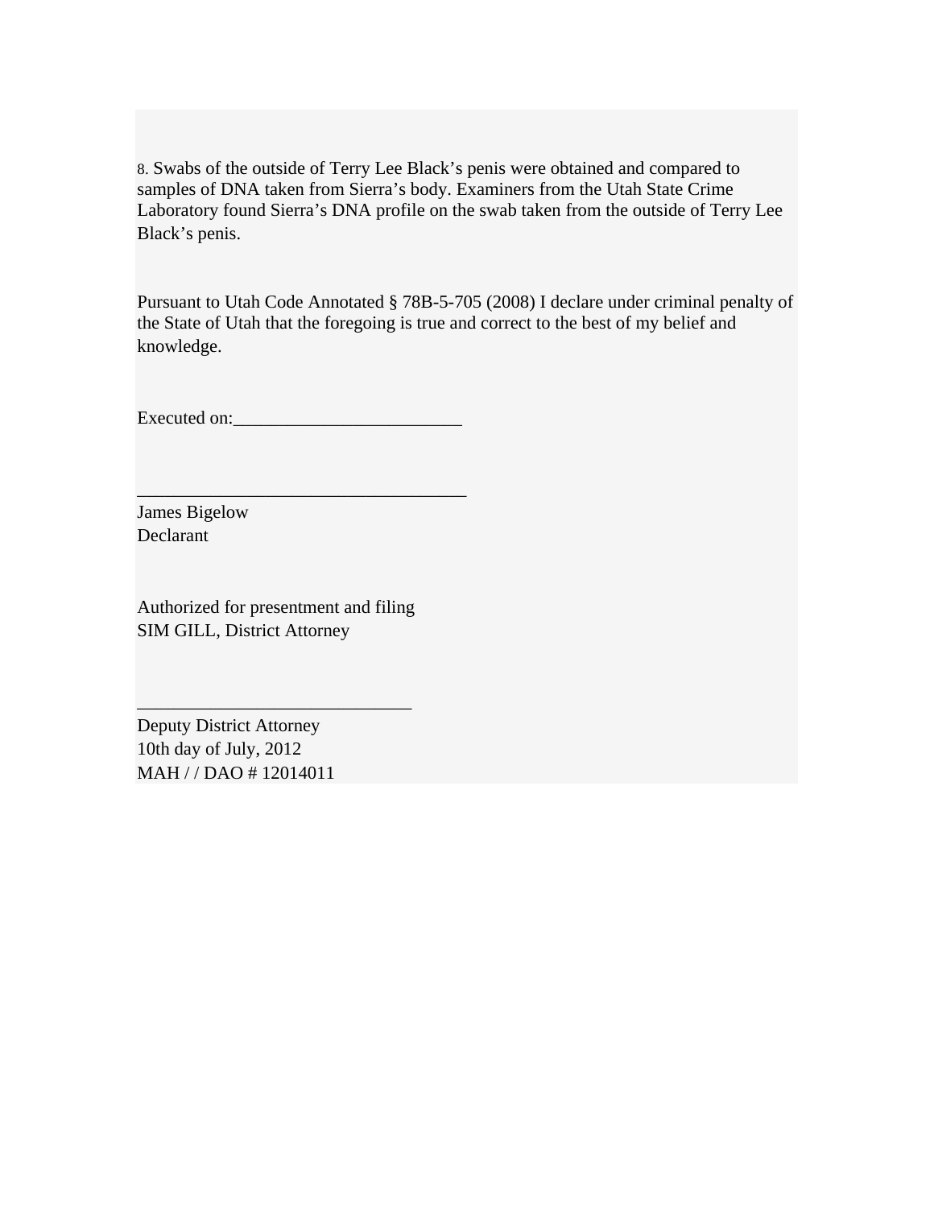8. Swabs of the outside of Terry Lee Black's penis were obtained and compared to samples of DNA taken from Sierra's body. Examiners from the Utah State Crime Laboratory found Sierra's DNA profile on the swab taken from the outside of Terry Lee Black's penis.

Pursuant to Utah Code Annotated § 78B-5-705 (2008) I declare under criminal penalty of the State of Utah that the foregoing is true and correct to the best of my belief and knowledge.

Executed on:_________________________

____________________________________
James Bigelow
Declarant

Authorized for presentment and filing
SIM GILL, District Attorney

______________________________
Deputy District Attorney
10th day of July, 2012
MAH / / DAO # 12014011